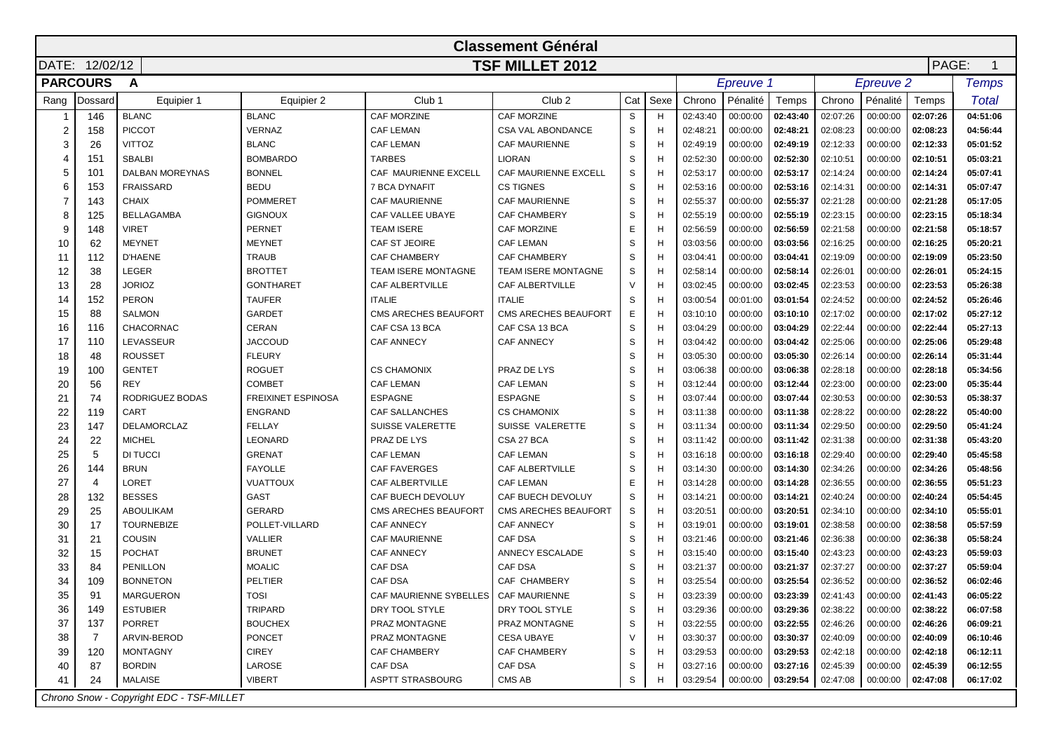# Classement Général

DATE: 12/02/12

## TSF MILLET 2012

PAGE: 1

**PARCOURS A**

| Rang | Dossard | Equipier 1 | Equipier 2 | Club 1 | Club 2 | Cat | Sexe | Epreuve 1 Chrono | Epreuve 1 Pénalité | Epreuve 1 Temps | Epreuve 2 Chrono | Epreuve 2 Pénalité | Epreuve 2 Temps | Temps Total |
|---|---|---|---|---|---|---|---|---|---|---|---|---|---|---|
| 1 | 146 | BLANC | BLANC | CAF MORZINE | CAF MORZINE | S | H | 02:43:40 | 00:00:00 | **02:43:40** | 02:07:26 | 00:00:00 | **02:07:26** | **04:51:06** |
| 2 | 158 | PICCOT | VERNAZ | CAF LEMAN | CSA VAL ABONDANCE | S | H | 02:48:21 | 00:00:00 | **02:48:21** | 02:08:23 | 00:00:00 | **02:08:23** | **04:56:44** |
| 3 | 26 | VITTOZ | BLANC | CAF LEMAN | CAF MAURIENNE | S | H | 02:49:19 | 00:00:00 | **02:49:19** | 02:12:33 | 00:00:00 | **02:12:33** | **05:01:52** |
| 4 | 151 | SBALBI | BOMBARDO | TARBES | LIORAN | S | H | 02:52:30 | 00:00:00 | **02:52:30** | 02:10:51 | 00:00:00 | **02:10:51** | **05:03:21** |
| 5 | 101 | DALBAN MOREYNAS | BONNEL | CAF MAURIENNE EXCELL | CAF MAURIENNE EXCELL | S | H | 02:53:17 | 00:00:00 | **02:53:17** | 02:14:24 | 00:00:00 | **02:14:24** | **05:07:41** |
| 6 | 153 | FRAISSARD | BEDU | 7 BCA DYNAFIT | CS TIGNES | S | H | 02:53:16 | 00:00:00 | **02:53:16** | 02:14:31 | 00:00:00 | **02:14:31** | **05:07:47** |
| 7 | 143 | CHAIX | POMMERET | CAF MAURIENNE | CAF MAURIENNE | S | H | 02:55:37 | 00:00:00 | **02:55:37** | 02:21:28 | 00:00:00 | **02:21:28** | **05:17:05** |
| 8 | 125 | BELLAGAMBA | GIGNOUX | CAF VALLEE UBAYE | CAF CHAMBERY | S | H | 02:55:19 | 00:00:00 | **02:55:19** | 02:23:15 | 00:00:00 | **02:23:15** | **05:18:34** |
| 9 | 148 | VIRET | PERNET | TEAM ISERE | CAF MORZINE | E | H | 02:56:59 | 00:00:00 | **02:56:59** | 02:21:58 | 00:00:00 | **02:21:58** | **05:18:57** |
| 10 | 62 | MEYNET | MEYNET | CAF ST JEOIRE | CAF LEMAN | S | H | 03:03:56 | 00:00:00 | **03:03:56** | 02:16:25 | 00:00:00 | **02:16:25** | **05:20:21** |
| 11 | 112 | D'HAENE | TRAUB | CAF CHAMBERY | CAF CHAMBERY | S | H | 03:04:41 | 00:00:00 | **03:04:41** | 02:19:09 | 00:00:00 | **02:19:09** | **05:23:50** |
| 12 | 38 | LEGER | BROTTET | TEAM ISERE MONTAGNE | TEAM ISERE MONTAGNE | S | H | 02:58:14 | 00:00:00 | **02:58:14** | 02:26:01 | 00:00:00 | **02:26:01** | **05:24:15** |
| 13 | 28 | JORIOZ | GONTHARET | CAF ALBERTVILLE | CAF ALBERTVILLE | V | H | 03:02:45 | 00:00:00 | **03:02:45** | 02:23:53 | 00:00:00 | **02:23:53** | **05:26:38** |
| 14 | 152 | PERON | TAUFER | ITALIE | ITALIE | S | H | 03:00:54 | 00:01:00 | **03:01:54** | 02:24:52 | 00:00:00 | **02:24:52** | **05:26:46** |
| 15 | 88 | SALMON | GARDET | CMS ARECHES BEAUFORT | CMS ARECHES BEAUFORT | E | H | 03:10:10 | 00:00:00 | **03:10:10** | 02:17:02 | 00:00:00 | **02:17:02** | **05:27:12** |
| 16 | 116 | CHACORNAC | CERAN | CAF CSA 13 BCA | CAF CSA 13 BCA | S | H | 03:04:29 | 00:00:00 | **03:04:29** | 02:22:44 | 00:00:00 | **02:22:44** | **05:27:13** |
| 17 | 110 | LEVASSEUR | JACCOUD | CAF ANNECY | CAF ANNECY | S | H | 03:04:42 | 00:00:00 | **03:04:42** | 02:25:06 | 00:00:00 | **02:25:06** | **05:29:48** |
| 18 | 48 | ROUSSET | FLEURY | | | S | H | 03:05:30 | 00:00:00 | **03:05:30** | 02:26:14 | 00:00:00 | **02:26:14** | **05:31:44** |
| 19 | 100 | GENTET | ROGUET | CS CHAMONIX | PRAZ DE LYS | S | H | 03:06:38 | 00:00:00 | **03:06:38** | 02:28:18 | 00:00:00 | **02:28:18** | **05:34:56** |
| 20 | 56 | REY | COMBET | CAF LEMAN | CAF LEMAN | S | H | 03:12:44 | 00:00:00 | **03:12:44** | 02:23:00 | 00:00:00 | **02:23:00** | **05:35:44** |
| 21 | 74 | RODRIGUEZ BODAS | FREIXINET ESPINOSA | ESPAGNE | ESPAGNE | S | H | 03:07:44 | 00:00:00 | **03:07:44** | 02:30:53 | 00:00:00 | **02:30:53** | **05:38:37** |
| 22 | 119 | CART | ENGRAND | CAF SALLANCHES | CS CHAMONIX | S | H | 03:11:38 | 00:00:00 | **03:11:38** | 02:28:22 | 00:00:00 | **02:28:22** | **05:40:00** |
| 23 | 147 | DELAMORCLAZ | FELLAY | SUISSE VALERETTE | SUISSE VALERETTE | S | H | 03:11:34 | 00:00:00 | **03:11:34** | 02:29:50 | 00:00:00 | **02:29:50** | **05:41:24** |
| 24 | 22 | MICHEL | LEONARD | PRAZ DE LYS | CSA 27 BCA | S | H | 03:11:42 | 00:00:00 | **03:11:42** | 02:31:38 | 00:00:00 | **02:31:38** | **05:43:20** |
| 25 | 5 | DI TUCCI | GRENAT | CAF LEMAN | CAF LEMAN | S | H | 03:16:18 | 00:00:00 | **03:16:18** | 02:29:40 | 00:00:00 | **02:29:40** | **05:45:58** |
| 26 | 144 | BRUN | FAYOLLE | CAF FAVERGES | CAF ALBERTVILLE | S | H | 03:14:30 | 00:00:00 | **03:14:30** | 02:34:26 | 00:00:00 | **02:34:26** | **05:48:56** |
| 27 | 4 | LORET | VUATTOUX | CAF ALBERTVILLE | CAF LEMAN | E | H | 03:14:28 | 00:00:00 | **03:14:28** | 02:36:55 | 00:00:00 | **02:36:55** | **05:51:23** |
| 28 | 132 | BESSES | GAST | CAF BUECH DEVOLUY | CAF BUECH DEVOLUY | S | H | 03:14:21 | 00:00:00 | **03:14:21** | 02:40:24 | 00:00:00 | **02:40:24** | **05:54:45** |
| 29 | 25 | ABOULIKAM | GERARD | CMS ARECHES BEAUFORT | CMS ARECHES BEAUFORT | S | H | 03:20:51 | 00:00:00 | **03:20:51** | 02:34:10 | 00:00:00 | **02:34:10** | **05:55:01** |
| 30 | 17 | TOURNEBIZE | POLLET-VILLARD | CAF ANNECY | CAF ANNECY | S | H | 03:19:01 | 00:00:00 | **03:19:01** | 02:38:58 | 00:00:00 | **02:38:58** | **05:57:59** |
| 31 | 21 | COUSIN | VALLIER | CAF MAURIENNE | CAF DSA | S | H | 03:21:46 | 00:00:00 | **03:21:46** | 02:36:38 | 00:00:00 | **02:36:38** | **05:58:24** |
| 32 | 15 | POCHAT | BRUNET | CAF ANNECY | ANNECY ESCALADE | S | H | 03:15:40 | 00:00:00 | **03:15:40** | 02:43:23 | 00:00:00 | **02:43:23** | **05:59:03** |
| 33 | 84 | PENILLON | MOALIC | CAF DSA | CAF DSA | S | H | 03:21:37 | 00:00:00 | **03:21:37** | 02:37:27 | 00:00:00 | **02:37:27** | **05:59:04** |
| 34 | 109 | BONNETON | PELTIER | CAF DSA | CAF CHAMBERY | S | H | 03:25:54 | 00:00:00 | **03:25:54** | 02:36:52 | 00:00:00 | **02:36:52** | **06:02:46** |
| 35 | 91 | MARGUERON | TOSI | CAF MAURIENNE SYBELLES | CAF MAURIENNE | S | H | 03:23:39 | 00:00:00 | **03:23:39** | 02:41:43 | 00:00:00 | **02:41:43** | **06:05:22** |
| 36 | 149 | ESTUBIER | TRIPARD | DRY TOOL STYLE | DRY TOOL STYLE | S | H | 03:29:36 | 00:00:00 | **03:29:36** | 02:38:22 | 00:00:00 | **02:38:22** | **06:07:58** |
| 37 | 137 | PORRET | BOUCHEX | PRAZ MONTAGNE | PRAZ MONTAGNE | S | H | 03:22:55 | 00:00:00 | **03:22:55** | 02:46:26 | 00:00:00 | **02:46:26** | **06:09:21** |
| 38 | 7 | ARVIN-BEROD | PONCET | PRAZ MONTAGNE | CESA UBAYE | V | H | 03:30:37 | 00:00:00 | **03:30:37** | 02:40:09 | 00:00:00 | **02:40:09** | **06:10:46** |
| 39 | 120 | MONTAGNY | CIREY | CAF CHAMBERY | CAF CHAMBERY | S | H | 03:29:53 | 00:00:00 | **03:29:53** | 02:42:18 | 00:00:00 | **02:42:18** | **06:12:11** |
| 40 | 87 | BORDIN | LAROSE | CAF DSA | CAF DSA | S | H | 03:27:16 | 00:00:00 | **03:27:16** | 02:45:39 | 00:00:00 | **02:45:39** | **06:12:55** |
| 41 | 24 | MALAISE | VIBERT | ASPTT STRASBOURG | CMS AB | S | H | 03:29:54 | 00:00:00 | **03:29:54** | 02:47:08 | 00:00:00 | **02:47:08** | **06:17:02** |

*Chrono Snow - Copyright EDC - TSF-MILLET*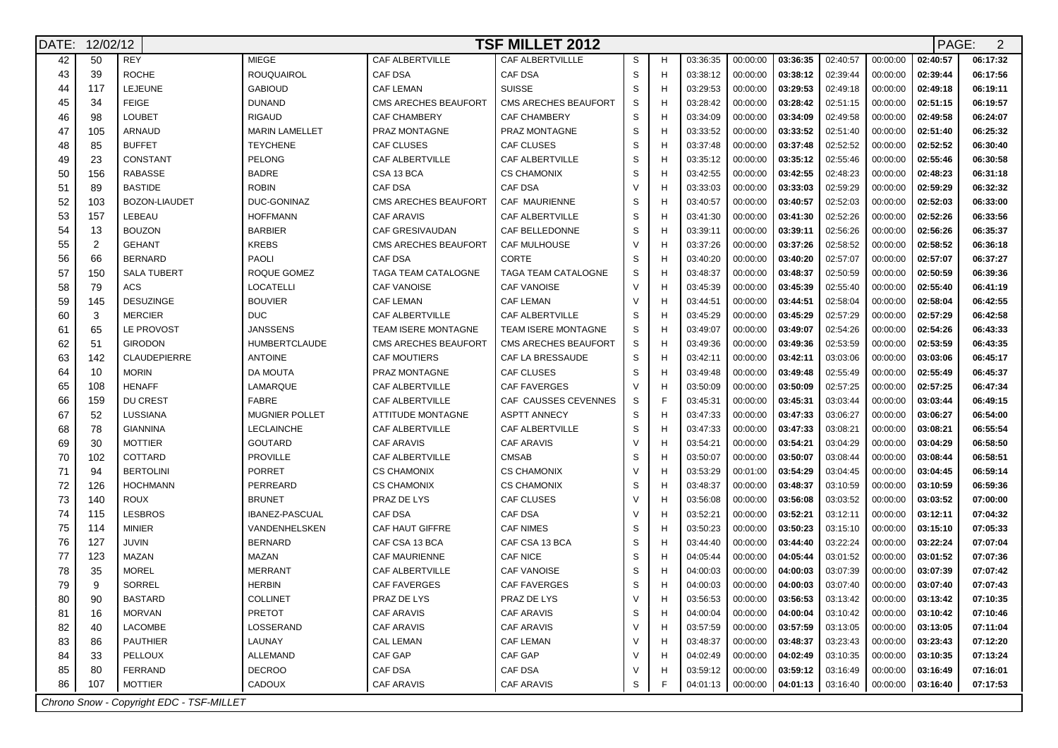| DATE: 12/02/12 | | | | **TSF MILLET 2012** | | | | | | | | | | | PAGE: 2 |
|---|---|---|---|---|---|---|---|---|---|---|---|---|---|---|---|
| 42 | 50 | REY | MIEGE | CAF ALBERTVILLE | CAF ALBERTVILLE | S | H | 03:36:35 | 00:00:00 | **03:36:35** | 02:40:57 | 00:00:00 | **02:40:57** | **06:17:32** |
| 43 | 39 | ROCHE | ROUQUAIROL | CAF DSA | CAF DSA | S | H | 03:38:12 | 00:00:00 | **03:38:12** | 02:39:44 | 00:00:00 | **02:39:44** | **06:17:56** |
| 44 | 117 | LEJEUNE | GABIOUD | CAF LEMAN | SUISSE | S | H | 03:29:53 | 00:00:00 | **03:29:53** | 02:49:18 | 00:00:00 | **02:49:18** | **06:19:11** |
| 45 | 34 | FEIGE | DUNAND | CMS ARECHES BEAUFORT | CMS ARECHES BEAUFORT | S | H | 03:28:42 | 00:00:00 | **03:28:42** | 02:51:15 | 00:00:00 | **02:51:15** | **06:19:57** |
| 46 | 98 | LOUBET | RIGAUD | CAF CHAMBERY | CAF CHAMBERY | S | H | 03:34:09 | 00:00:00 | **03:34:09** | 02:49:58 | 00:00:00 | **02:49:58** | **06:24:07** |
| 47 | 105 | ARNAUD | MARIN LAMELLET | PRAZ MONTAGNE | PRAZ MONTAGNE | S | H | 03:33:52 | 00:00:00 | **03:33:52** | 02:51:40 | 00:00:00 | **02:51:40** | **06:25:32** |
| 48 | 85 | BUFFET | TEYCHENE | CAF CLUSES | CAF CLUSES | S | H | 03:37:48 | 00:00:00 | **03:37:48** | 02:52:52 | 00:00:00 | **02:52:52** | **06:30:40** |
| 49 | 23 | CONSTANT | PELONG | CAF ALBERTVILLE | CAF ALBERTVILLE | S | H | 03:35:12 | 00:00:00 | **03:35:12** | 02:55:46 | 00:00:00 | **02:55:46** | **06:30:58** |
| 50 | 156 | RABASSE | BADRE | CSA 13 BCA | CS CHAMONIX | S | H | 03:42:55 | 00:00:00 | **03:42:55** | 02:48:23 | 00:00:00 | **02:48:23** | **06:31:18** |
| 51 | 89 | BASTIDE | ROBIN | CAF DSA | CAF DSA | V | H | 03:33:03 | 00:00:00 | **03:33:03** | 02:59:29 | 00:00:00 | **02:59:29** | **06:32:32** |
| 52 | 103 | BOZON-LIAUDET | DUC-GONINAZ | CMS ARECHES BEAUFORT | CAF MAURIENNE | S | H | 03:40:57 | 00:00:00 | **03:40:57** | 02:52:03 | 00:00:00 | **02:52:03** | **06:33:00** |
| 53 | 157 | LEBEAU | HOFFMANN | CAF ARAVIS | CAF ALBERTVILLE | S | H | 03:41:30 | 00:00:00 | **03:41:30** | 02:52:26 | 00:00:00 | **02:52:26** | **06:33:56** |
| 54 | 13 | BOUZON | BARBIER | CAF GRESIVAUDAN | CAF BELLEDONNE | S | H | 03:39:11 | 00:00:00 | **03:39:11** | 02:56:26 | 00:00:00 | **02:56:26** | **06:35:37** |
| 55 | 2 | GEHANT | KREBS | CMS ARECHES BEAUFORT | CAF MULHOUSE | V | H | 03:37:26 | 00:00:00 | **03:37:26** | 02:58:52 | 00:00:00 | **02:58:52** | **06:36:18** |
| 56 | 66 | BERNARD | PAOLI | CAF DSA | CORTE | S | H | 03:40:20 | 00:00:00 | **03:40:20** | 02:57:07 | 00:00:00 | **02:57:07** | **06:37:27** |
| 57 | 150 | SALA TUBERT | ROQUE GOMEZ | TAGA TEAM CATALOGNE | TAGA TEAM CATALOGNE | S | H | 03:48:37 | 00:00:00 | **03:48:37** | 02:50:59 | 00:00:00 | **02:50:59** | **06:39:36** |
| 58 | 79 | ACS | LOCATELLI | CAF VANOISE | CAF VANOISE | V | H | 03:45:39 | 00:00:00 | **03:45:39** | 02:55:40 | 00:00:00 | **02:55:40** | **06:41:19** |
| 59 | 145 | DESUZINGE | BOUVIER | CAF LEMAN | CAF LEMAN | V | H | 03:44:51 | 00:00:00 | **03:44:51** | 02:58:04 | 00:00:00 | **02:58:04** | **06:42:55** |
| 60 | 3 | MERCIER | DUC | CAF ALBERTVILLE | CAF ALBERTVILLE | S | H | 03:45:29 | 00:00:00 | **03:45:29** | 02:57:29 | 00:00:00 | **02:57:29** | **06:42:58** |
| 61 | 65 | LE PROVOST | JANSSENS | TEAM ISERE MONTAGNE | TEAM ISERE MONTAGNE | S | H | 03:49:07 | 00:00:00 | **03:49:07** | 02:54:26 | 00:00:00 | **02:54:26** | **06:43:33** |
| 62 | 51 | GIRODON | HUMBERTCLAUDE | CMS ARECHES BEAUFORT | CMS ARECHES BEAUFORT | S | H | 03:49:36 | 00:00:00 | **03:49:36** | 02:53:59 | 00:00:00 | **02:53:59** | **06:43:35** |
| 63 | 142 | CLAUDEPIERRE | ANTOINE | CAF MOUTIERS | CAF LA BRESSAUDE | S | H | 03:42:11 | 00:00:00 | **03:42:11** | 03:03:06 | 00:00:00 | **03:03:06** | **06:45:17** |
| 64 | 10 | MORIN | DA MOUTA | PRAZ MONTAGNE | CAF CLUSES | S | H | 03:49:48 | 00:00:00 | **03:49:48** | 02:55:49 | 00:00:00 | **02:55:49** | **06:45:37** |
| 65 | 108 | HENAFF | LAMARQUE | CAF ALBERTVILLE | CAF FAVERGES | V | H | 03:50:09 | 00:00:00 | **03:50:09** | 02:57:25 | 00:00:00 | **02:57:25** | **06:47:34** |
| 66 | 159 | DU CREST | FABRE | CAF ALBERTVILLE | CAF CAUSSES CEVENNES | S | F | 03:45:31 | 00:00:00 | **03:45:31** | 03:03:44 | 00:00:00 | **03:03:44** | **06:49:15** |
| 67 | 52 | LUSSIANA | MUGNIER POLLET | ATTITUDE MONTAGNE | ASPTT ANNECY | S | H | 03:47:33 | 00:00:00 | **03:47:33** | 03:06:27 | 00:00:00 | **03:06:27** | **06:54:00** |
| 68 | 78 | GIANNINA | LECLAINCHE | CAF ALBERTVILLE | CAF ALBERTVILLE | S | H | 03:47:33 | 00:00:00 | **03:47:33** | 03:08:21 | 00:00:00 | **03:08:21** | **06:55:54** |
| 69 | 30 | MOTTIER | GOUTARD | CAF ARAVIS | CAF ARAVIS | V | H | 03:54:21 | 00:00:00 | **03:54:21** | 03:04:29 | 00:00:00 | **03:04:29** | **06:58:50** |
| 70 | 102 | COTTARD | PROVILLE | CAF ALBERTVILLE | CMSAB | S | H | 03:50:07 | 00:00:00 | **03:50:07** | 03:08:44 | 00:00:00 | **03:08:44** | **06:58:51** |
| 71 | 94 | BERTOLINI | PORRET | CS CHAMONIX | CS CHAMONIX | V | H | 03:53:29 | 00:01:00 | **03:54:29** | 03:04:45 | 00:00:00 | **03:04:45** | **06:59:14** |
| 72 | 126 | HOCHMANN | PERREARD | CS CHAMONIX | CS CHAMONIX | S | H | 03:48:37 | 00:00:00 | **03:48:37** | 03:10:59 | 00:00:00 | **03:10:59** | **06:59:36** |
| 73 | 140 | ROUX | BRUNET | PRAZ DE LYS | CAF CLUSES | V | H | 03:56:08 | 00:00:00 | **03:56:08** | 03:03:52 | 00:00:00 | **03:03:52** | **07:00:00** |
| 74 | 115 | LESBROS | IBANEZ-PASCUAL | CAF DSA | CAF DSA | V | H | 03:52:21 | 00:00:00 | **03:52:21** | 03:12:11 | 00:00:00 | **03:12:11** | **07:04:32** |
| 75 | 114 | MINIER | VANDENHELSKEN | CAF HAUT GIFFRE | CAF NIMES | S | H | 03:50:23 | 00:00:00 | **03:50:23** | 03:15:10 | 00:00:00 | **03:15:10** | **07:05:33** |
| 76 | 127 | JUVIN | BERNARD | CAF CSA 13 BCA | CAF CSA 13 BCA | S | H | 03:44:40 | 00:00:00 | **03:44:40** | 03:22:24 | 00:00:00 | **03:22:24** | **07:07:04** |
| 77 | 123 | MAZAN | MAZAN | CAF MAURIENNE | CAF NICE | S | H | 04:05:44 | 00:00:00 | **04:05:44** | 03:01:52 | 00:00:00 | **03:01:52** | **07:07:36** |
| 78 | 35 | MOREL | MERRANT | CAF ALBERTVILLE | CAF VANOISE | S | H | 04:00:03 | 00:00:00 | **04:00:03** | 03:07:39 | 00:00:00 | **03:07:39** | **07:07:42** |
| 79 | 9 | SORREL | HERBIN | CAF FAVERGES | CAF FAVERGES | S | H | 04:00:03 | 00:00:00 | **04:00:03** | 03:07:40 | 00:00:00 | **03:07:40** | **07:07:43** |
| 80 | 90 | BASTARD | COLLINET | PRAZ DE LYS | PRAZ DE LYS | V | H | 03:56:53 | 00:00:00 | **03:56:53** | 03:13:42 | 00:00:00 | **03:13:42** | **07:10:35** |
| 81 | 16 | MORVAN | PRETOT | CAF ARAVIS | CAF ARAVIS | S | H | 04:00:04 | 00:00:00 | **04:00:04** | 03:10:42 | 00:00:00 | **03:10:42** | **07:10:46** |
| 82 | 40 | LACOMBE | LOSSERAND | CAF ARAVIS | CAF ARAVIS | V | H | 03:57:59 | 00:00:00 | **03:57:59** | 03:13:05 | 00:00:00 | **03:13:05** | **07:11:04** |
| 83 | 86 | PAUTHIER | LAUNAY | CAL LEMAN | CAF LEMAN | V | H | 03:48:37 | 00:00:00 | **03:48:37** | 03:23:43 | 00:00:00 | **03:23:43** | **07:12:20** |
| 84 | 33 | PELLOUX | ALLEMAND | CAF GAP | CAF GAP | V | H | 04:02:49 | 00:00:00 | **04:02:49** | 03:10:35 | 00:00:00 | **03:10:35** | **07:13:24** |
| 85 | 80 | FERRAND | DECROO | CAF DSA | CAF DSA | V | H | 03:59:12 | 00:00:00 | **03:59:12** | 03:16:49 | 00:00:00 | **03:16:49** | **07:16:01** |
| 86 | 107 | MOTTIER | CADOUX | CAF ARAVIS | CAF ARAVIS | S | F | 04:01:13 | 00:00:00 | **04:01:13** | 03:16:40 | 00:00:00 | **03:16:40** | **07:17:53** |

*Chrono Snow - Copyright EDC - TSF-MILLET*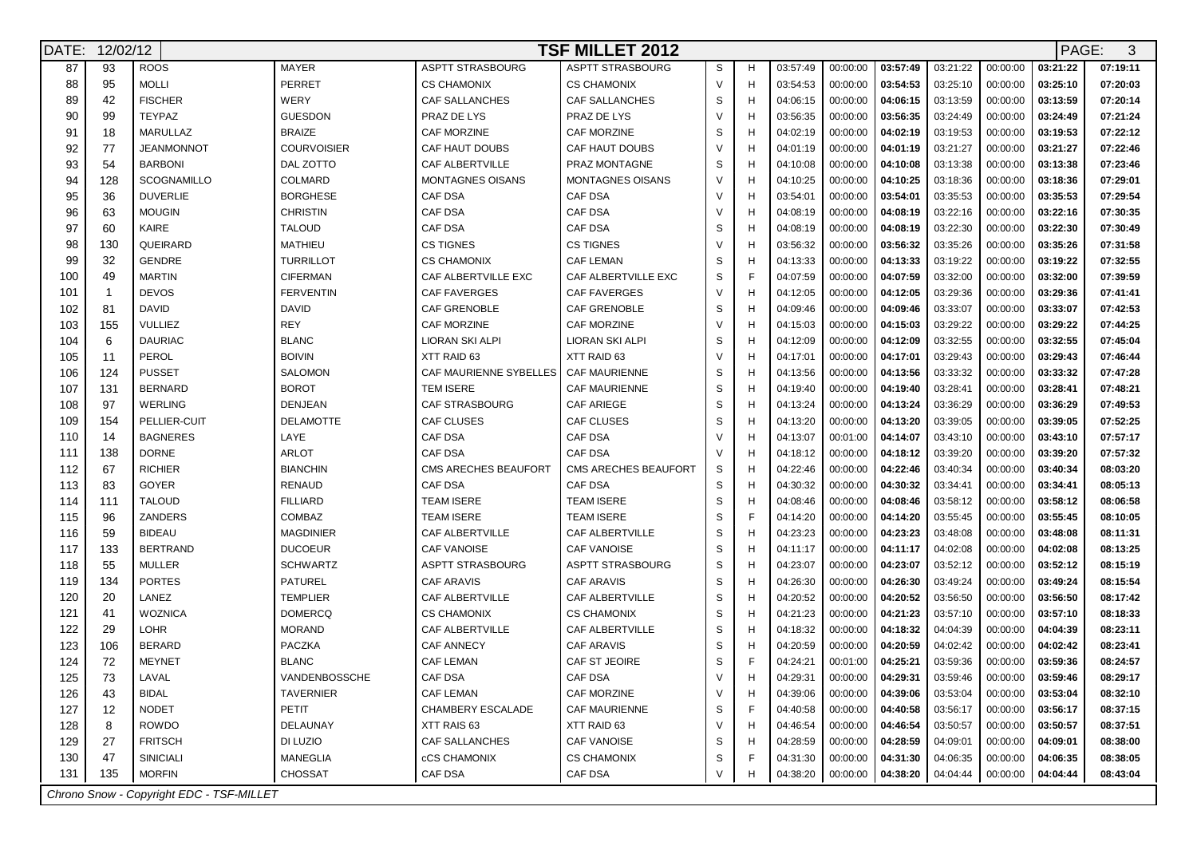DATE: 12/02/12

# TSF MILLET 2012

| | | | | | | | | | | | | | | |
|---|---|---|---|---|---|---|---|---|---|---|---|---|---|---|---|---|
| 87 | 93 | ROOS | MAYER | ASPTT STRASBOURG | ASPTT STRASBOURG | S | H | 03:57:49 | 00:00:00 | **03:57:49** | 03:21:22 | 00:00:00 | **03:21:22** | **07:19:11** |
| 88 | 95 | MOLLI | PERRET | CS CHAMONIX | CS CHAMONIX | V | H | 03:54:53 | 00:00:00 | **03:54:53** | 03:25:10 | 00:00:00 | **03:25:10** | **07:20:03** |
| 89 | 42 | FISCHER | WERY | CAF SALLANCHES | CAF SALLANCHES | S | H | 04:06:15 | 00:00:00 | **04:06:15** | 03:13:59 | 00:00:00 | **03:13:59** | **07:20:14** |
| 90 | 99 | TEYPAZ | GUESDON | PRAZ DE LYS | PRAZ DE LYS | V | H | 03:56:35 | 00:00:00 | **03:56:35** | 03:24:49 | 00:00:00 | **03:24:49** | **07:21:24** |
| 91 | 18 | MARULLAZ | BRAIZE | CAF MORZINE | CAF MORZINE | S | H | 04:02:19 | 00:00:00 | **04:02:19** | 03:19:53 | 00:00:00 | **03:19:53** | **07:22:12** |
| 92 | 77 | JEANMONNOT | COURVOISIER | CAF HAUT DOUBS | CAF HAUT DOUBS | V | H | 04:01:19 | 00:00:00 | **04:01:19** | 03:21:27 | 00:00:00 | **03:21:27** | **07:22:46** |
| 93 | 54 | BARBONI | DAL ZOTTO | CAF ALBERTVILLE | PRAZ MONTAGNE | S | H | 04:10:08 | 00:00:00 | **04:10:08** | 03:13:38 | 00:00:00 | **03:13:38** | **07:23:46** |
| 94 | 128 | SCOGNAMILLO | COLMARD | MONTAGNES OISANS | MONTAGNES OISANS | V | H | 04:10:25 | 00:00:00 | **04:10:25** | 03:18:36 | 00:00:00 | **03:18:36** | **07:29:01** |
| 95 | 36 | DUVERLIE | BORGHESE | CAF DSA | CAF DSA | V | H | 03:54:01 | 00:00:00 | **03:54:01** | 03:35:53 | 00:00:00 | **03:35:53** | **07:29:54** |
| 96 | 63 | MOUGIN | CHRISTIN | CAF DSA | CAF DSA | V | H | 04:08:19 | 00:00:00 | **04:08:19** | 03:22:16 | 00:00:00 | **03:22:16** | **07:30:35** |
| 97 | 60 | KAIRE | TALOUD | CAF DSA | CAF DSA | S | H | 04:08:19 | 00:00:00 | **04:08:19** | 03:22:30 | 00:00:00 | **03:22:30** | **07:30:49** |
| 98 | 130 | QUEIRARD | MATHIEU | CS TIGNES | CS TIGNES | V | H | 03:56:32 | 00:00:00 | **03:56:32** | 03:35:26 | 00:00:00 | **03:35:26** | **07:31:58** |
| 99 | 32 | GENDRE | TURRILLOT | CS CHAMONIX | CAF LEMAN | S | H | 04:13:33 | 00:00:00 | **04:13:33** | 03:19:22 | 00:00:00 | **03:19:22** | **07:32:55** |
| 100 | 49 | MARTIN | CIFERMAN | CAF ALBERTVILLE EXC | CAF ALBERTVILLE EXC | S | F | 04:07:59 | 00:00:00 | **04:07:59** | 03:32:00 | 00:00:00 | **03:32:00** | **07:39:59** |
| 101 | 1 | DEVOS | FERVENTIN | CAF FAVERGES | CAF FAVERGES | V | H | 04:12:05 | 00:00:00 | **04:12:05** | 03:29:36 | 00:00:00 | **03:29:36** | **07:41:41** |
| 102 | 81 | DAVID | DAVID | CAF GRENOBLE | CAF GRENOBLE | S | H | 04:09:46 | 00:00:00 | **04:09:46** | 03:33:07 | 00:00:00 | **03:33:07** | **07:42:53** |
| 103 | 155 | VULLIEZ | REY | CAF MORZINE | CAF MORZINE | V | H | 04:15:03 | 00:00:00 | **04:15:03** | 03:29:22 | 00:00:00 | **03:29:22** | **07:44:25** |
| 104 | 6 | DAURIAC | BLANC | LIORAN SKI ALPI | LIORAN SKI ALPI | S | H | 04:12:09 | 00:00:00 | **04:12:09** | 03:32:55 | 00:00:00 | **03:32:55** | **07:45:04** |
| 105 | 11 | PEROL | BOIVIN | XTT RAID 63 | XTT RAID 63 | V | H | 04:17:01 | 00:00:00 | **04:17:01** | 03:29:43 | 00:00:00 | **03:29:43** | **07:46:44** |
| 106 | 124 | PUSSET | SALOMON | CAF MAURIENNE SYBELLES | CAF MAURIENNE | S | H | 04:13:56 | 00:00:00 | **04:13:56** | 03:33:32 | 00:00:00 | **03:33:32** | **07:47:28** |
| 107 | 131 | BERNARD | BOROT | TEM ISERE | CAF MAURIENNE | S | H | 04:19:40 | 00:00:00 | **04:19:40** | 03:28:41 | 00:00:00 | **03:28:41** | **07:48:21** |
| 108 | 97 | WERLING | DENJEAN | CAF STRASBOURG | CAF ARIEGE | S | H | 04:13:24 | 00:00:00 | **04:13:24** | 03:36:29 | 00:00:00 | **03:36:29** | **07:49:53** |
| 109 | 154 | PELLIER-CUIT | DELAMOTTE | CAF CLUSES | CAF CLUSES | S | H | 04:13:20 | 00:00:00 | **04:13:20** | 03:39:05 | 00:00:00 | **03:39:05** | **07:52:25** |
| 110 | 14 | BAGNERES | LAYE | CAF DSA | CAF DSA | V | H | 04:13:07 | 00:01:00 | **04:14:07** | 03:43:10 | 00:00:00 | **03:43:10** | **07:57:17** |
| 111 | 138 | DORNE | ARLOT | CAF DSA | CAF DSA | V | H | 04:18:12 | 00:00:00 | **04:18:12** | 03:39:20 | 00:00:00 | **03:39:20** | **07:57:32** |
| 112 | 67 | RICHIER | BIANCHIN | CMS ARECHES BEAUFORT | CMS ARECHES BEAUFORT | S | H | 04:22:46 | 00:00:00 | **04:22:46** | 03:40:34 | 00:00:00 | **03:40:34** | **08:03:20** |
| 113 | 83 | GOYER | RENAUD | CAF DSA | CAF DSA | S | H | 04:30:32 | 00:00:00 | **04:30:32** | 03:34:41 | 00:00:00 | **03:34:41** | **08:05:13** |
| 114 | 111 | TALOUD | FILLIARD | TEAM ISERE | TEAM ISERE | S | H | 04:08:46 | 00:00:00 | **04:08:46** | 03:58:12 | 00:00:00 | **03:58:12** | **08:06:58** |
| 115 | 96 | ZANDERS | COMBAZ | TEAM ISERE | TEAM ISERE | S | F | 04:14:20 | 00:00:00 | **04:14:20** | 03:55:45 | 00:00:00 | **03:55:45** | **08:10:05** |
| 116 | 59 | BIDEAU | MAGDINIER | CAF ALBERTVILLE | CAF ALBERTVILLE | S | H | 04:23:23 | 00:00:00 | **04:23:23** | 03:48:08 | 00:00:00 | **03:48:08** | **08:11:31** |
| 117 | 133 | BERTRAND | DUCOEUR | CAF VANOISE | CAF VANOISE | S | H | 04:11:17 | 00:00:00 | **04:11:17** | 04:02:08 | 00:00:00 | **04:02:08** | **08:13:25** |
| 118 | 55 | MULLER | SCHWARTZ | ASPTT STRASBOURG | ASPTT STRASBOURG | S | H | 04:23:07 | 00:00:00 | **04:23:07** | 03:52:12 | 00:00:00 | **03:52:12** | **08:15:19** |
| 119 | 134 | PORTES | PATUREL | CAF ARAVIS | CAF ARAVIS | S | H | 04:26:30 | 00:00:00 | **04:26:30** | 03:49:24 | 00:00:00 | **03:49:24** | **08:15:54** |
| 120 | 20 | LANEZ | TEMPLIER | CAF ALBERTVILLE | CAF ALBERTVILLE | S | H | 04:20:52 | 00:00:00 | **04:20:52** | 03:56:50 | 00:00:00 | **03:56:50** | **08:17:42** |
| 121 | 41 | WOZNICA | DOMERCQ | CS CHAMONIX | CS CHAMONIX | S | H | 04:21:23 | 00:00:00 | **04:21:23** | 03:57:10 | 00:00:00 | **03:57:10** | **08:18:33** |
| 122 | 29 | LOHR | MORAND | CAF ALBERTVILLE | CAF ALBERTVILLE | S | H | 04:18:32 | 00:00:00 | **04:18:32** | 04:04:39 | 00:00:00 | **04:04:39** | **08:23:11** |
| 123 | 106 | BERARD | PACZKA | CAF ANNECY | CAF ARAVIS | S | H | 04:20:59 | 00:00:00 | **04:20:59** | 04:02:42 | 00:00:00 | **04:02:42** | **08:23:41** |
| 124 | 72 | MEYNET | BLANC | CAF LEMAN | CAF ST JEOIRE | S | F | 04:24:21 | 00:01:00 | **04:25:21** | 03:59:36 | 00:00:00 | **03:59:36** | **08:24:57** |
| 125 | 73 | LAVAL | VANDENBOSSCHE | CAF DSA | CAF DSA | V | H | 04:29:31 | 00:00:00 | **04:29:31** | 03:59:46 | 00:00:00 | **03:59:46** | **08:29:17** |
| 126 | 43 | BIDAL | TAVERNIER | CAF LEMAN | CAF MORZINE | V | H | 04:39:06 | 00:00:00 | **04:39:06** | 03:53:04 | 00:00:00 | **03:53:04** | **08:32:10** |
| 127 | 12 | NODET | PETIT | CHAMBERY ESCALADE | CAF MAURIENNE | S | F | 04:40:58 | 00:00:00 | **04:40:58** | 03:56:17 | 00:00:00 | **03:56:17** | **08:37:15** |
| 128 | 8 | ROWDO | DELAUNAY | XTT RAIS 63 | XTT RAID 63 | V | H | 04:46:54 | 00:00:00 | **04:46:54** | 03:50:57 | 00:00:00 | **03:50:57** | **08:37:51** |
| 129 | 27 | FRITSCH | DI LUZIO | CAF SALLANCHES | CAF VANOISE | S | H | 04:28:59 | 00:00:00 | **04:28:59** | 04:09:01 | 00:00:00 | **04:09:01** | **08:38:00** |
| 130 | 47 | SINICIALI | MANEGLIA | cCS CHAMONIX | CS CHAMONIX | S | F | 04:31:30 | 00:00:00 | **04:31:30** | 04:06:35 | 00:00:00 | **04:06:35** | **08:38:05** |
| 131 | 135 | MORFIN | CHOSSAT | CAF DSA | CAF DSA | V | H | 04:38:20 | 00:00:00 | **04:38:20** | 04:04:44 | 00:00:00 | **04:04:44** | **08:43:04** |

*Chrono Snow - Copyright EDC - TSF-MILLET*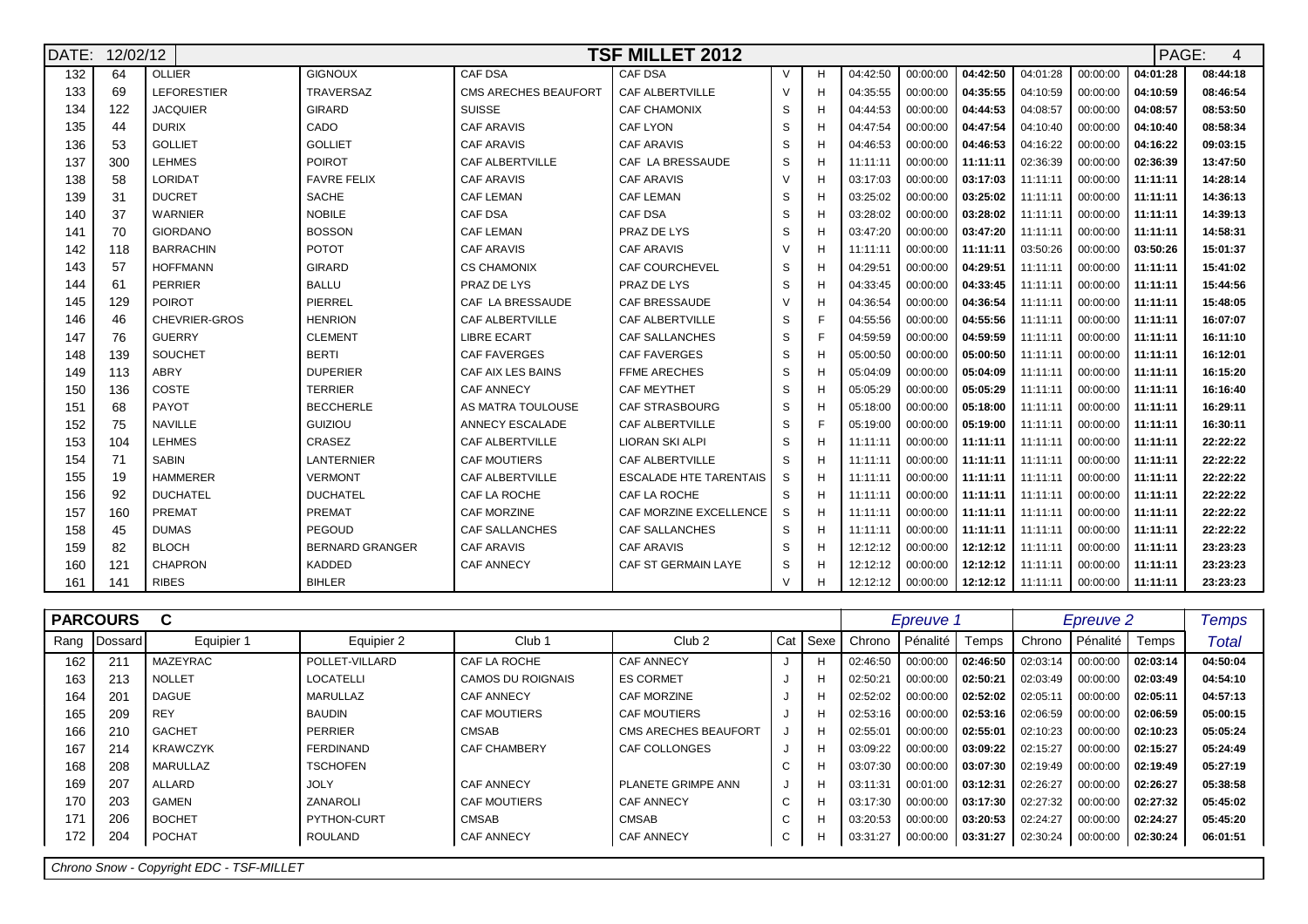DATE: 12/02/12

# TSF MILLET 2012

| | | | | | | | | | | | | | | |
|---|---|---|---|---|---|---|---|---|---|---|---|---|---|---|
| 132 | 64 | OLLIER | GIGNOUX | CAF DSA | CAF DSA | V | H | 04:42:50 | 00:00:00 | **04:42:50** | 04:01:28 | 00:00:00 | **04:01:28** | **08:44:18** |
| 133 | 69 | LEFORESTIER | TRAVERSAZ | CMS ARECHES BEAUFORT | CAF ALBERTVILLE | V | H | 04:35:55 | 00:00:00 | **04:35:55** | 04:10:59 | 00:00:00 | **04:10:59** | **08:46:54** |
| 134 | 122 | JACQUIER | GIRARD | SUISSE | CAF CHAMONIX | S | H | 04:44:53 | 00:00:00 | **04:44:53** | 04:08:57 | 00:00:00 | **04:08:57** | **08:53:50** |
| 135 | 44 | DURIX | CADO | CAF ARAVIS | CAF LYON | S | H | 04:47:54 | 00:00:00 | **04:47:54** | 04:10:40 | 00:00:00 | **04:10:40** | **08:58:34** |
| 136 | 53 | GOLLIET | GOLLIET | CAF ARAVIS | CAF ARAVIS | S | H | 04:46:53 | 00:00:00 | **04:46:53** | 04:16:22 | 00:00:00 | **04:16:22** | **09:03:15** |
| 137 | 300 | LEHMES | POIROT | CAF ALBERTVILLE | CAF LA BRESSAUDE | S | H | 11:11:11 | 00:00:00 | **11:11:11** | 02:36:39 | 00:00:00 | **02:36:39** | **13:47:50** |
| 138 | 58 | LORIDAT | FAVRE FELIX | CAF ARAVIS | CAF ARAVIS | V | H | 03:17:03 | 00:00:00 | **03:17:03** | 11:11:11 | 00:00:00 | **11:11:11** | **14:28:14** |
| 139 | 31 | DUCRET | SACHE | CAF LEMAN | CAF LEMAN | S | H | 03:25:02 | 00:00:00 | **03:25:02** | 11:11:11 | 00:00:00 | **11:11:11** | **14:36:13** |
| 140 | 37 | WARNIER | NOBILE | CAF DSA | CAF DSA | S | H | 03:28:02 | 00:00:00 | **03:28:02** | 11:11:11 | 00:00:00 | **11:11:11** | **14:39:13** |
| 141 | 70 | GIORDANO | BOSSON | CAF LEMAN | PRAZ DE LYS | S | H | 03:47:20 | 00:00:00 | **03:47:20** | 11:11:11 | 00:00:00 | **11:11:11** | **14:58:31** |
| 142 | 118 | BARRACHIN | POTOT | CAF ARAVIS | CAF ARAVIS | V | H | 11:11:11 | 00:00:00 | **11:11:11** | 03:50:26 | 00:00:00 | **03:50:26** | **15:01:37** |
| 143 | 57 | HOFFMANN | GIRARD | CS CHAMONIX | CAF COURCHEVEL | S | H | 04:29:51 | 00:00:00 | **04:29:51** | 11:11:11 | 00:00:00 | **11:11:11** | **15:41:02** |
| 144 | 61 | PERRIER | BALLU | PRAZ DE LYS | PRAZ DE LYS | S | H | 04:33:45 | 00:00:00 | **04:33:45** | 11:11:11 | 00:00:00 | **11:11:11** | **15:44:56** |
| 145 | 129 | POIROT | PIERREL | CAF LA BRESSAUDE | CAF BRESSAUDE | V | H | 04:36:54 | 00:00:00 | **04:36:54** | 11:11:11 | 00:00:00 | **11:11:11** | **15:48:05** |
| 146 | 46 | CHEVRIER-GROS | HENRION | CAF ALBERTVILLE | CAF ALBERTVILLE | S | F | 04:55:56 | 00:00:00 | **04:55:56** | 11:11:11 | 00:00:00 | **11:11:11** | **16:07:07** |
| 147 | 76 | GUERRY | CLEMENT | LIBRE ECART | CAF SALLANCHES | S | F | 04:59:59 | 00:00:00 | **04:59:59** | 11:11:11 | 00:00:00 | **11:11:11** | **16:11:10** |
| 148 | 139 | SOUCHET | BERTI | CAF FAVERGES | CAF FAVERGES | S | H | 05:00:50 | 00:00:00 | **05:00:50** | 11:11:11 | 00:00:00 | **11:11:11** | **16:12:01** |
| 149 | 113 | ABRY | DUPERIER | CAF AIX LES BAINS | FFME ARECHES | S | H | 05:04:09 | 00:00:00 | **05:04:09** | 11:11:11 | 00:00:00 | **11:11:11** | **16:15:20** |
| 150 | 136 | COSTE | TERRIER | CAF ANNECY | CAF MEYTHET | S | H | 05:05:29 | 00:00:00 | **05:05:29** | 11:11:11 | 00:00:00 | **11:11:11** | **16:16:40** |
| 151 | 68 | PAYOT | BECCHERLE | AS MATRA TOULOUSE | CAF STRASBOURG | S | H | 05:18:00 | 00:00:00 | **05:18:00** | 11:11:11 | 00:00:00 | **11:11:11** | **16:29:11** |
| 152 | 75 | NAVILLE | GUIZIOU | ANNECY ESCALADE | CAF ALBERTVILLE | S | F | 05:19:00 | 00:00:00 | **05:19:00** | 11:11:11 | 00:00:00 | **11:11:11** | **16:30:11** |
| 153 | 104 | LEHMES | CRASEZ | CAF ALBERTVILLE | LIORAN SKI ALPI | S | H | 11:11:11 | 00:00:00 | **11:11:11** | 11:11:11 | 00:00:00 | **11:11:11** | **22:22:22** |
| 154 | 71 | SABIN | LANTERNIER | CAF MOUTIERS | CAF ALBERTVILLE | S | H | 11:11:11 | 00:00:00 | **11:11:11** | 11:11:11 | 00:00:00 | **11:11:11** | **22:22:22** |
| 155 | 19 | HAMMERER | VERMONT | CAF ALBERTVILLE | ESCALADE HTE TARENTAIS | S | H | 11:11:11 | 00:00:00 | **11:11:11** | 11:11:11 | 00:00:00 | **11:11:11** | **22:22:22** |
| 156 | 92 | DUCHATEL | DUCHATEL | CAF LA ROCHE | CAF LA ROCHE | S | H | 11:11:11 | 00:00:00 | **11:11:11** | 11:11:11 | 00:00:00 | **11:11:11** | **22:22:22** |
| 157 | 160 | PREMAT | PREMAT | CAF MORZINE | CAF MORZINE EXCELLENCE | S | H | 11:11:11 | 00:00:00 | **11:11:11** | 11:11:11 | 00:00:00 | **11:11:11** | **22:22:22** |
| 158 | 45 | DUMAS | PEGOUD | CAF SALLANCHES | CAF SALLANCHES | S | H | 11:11:11 | 00:00:00 | **11:11:11** | 11:11:11 | 00:00:00 | **11:11:11** | **22:22:22** |
| 159 | 82 | BLOCH | BERNARD GRANGER | CAF ARAVIS | CAF ARAVIS | S | H | 12:12:12 | 00:00:00 | **12:12:12** | 11:11:11 | 00:00:00 | **11:11:11** | **23:23:23** |
| 160 | 121 | CHAPRON | KADDED | CAF ANNECY | CAF ST GERMAIN LAYE | S | H | 12:12:12 | 00:00:00 | **12:12:12** | 11:11:11 | 00:00:00 | **11:11:11** | **23:23:23** |
| 161 | 141 | RIBES | BIHLER | | | V | H | 12:12:12 | 00:00:00 | **12:12:12** | 11:11:11 | 00:00:00 | **11:11:11** | **23:23:23** |

## PARCOURS C

| | | | | | | | | *Epreuve 1* | | | *Epreuve 2* | | | *Temps* |
|---|---|---|---|---|---|---|---|---|---|---|---|---|---|---|
| Rang | Dossard | Equipier 1 | Equipier 2 | Club 1 | Club 2 | Cat | Sexe | Chrono | Pénalité | Temps | Chrono | Pénalité | Temps | *Total* |
| 162 | 211 | MAZEYRAC | POLLET-VILLARD | CAF LA ROCHE | CAF ANNECY | J | H | 02:46:50 | 00:00:00 | **02:46:50** | 02:03:14 | 00:00:00 | **02:03:14** | **04:50:04** |
| 163 | 213 | NOLLET | LOCATELLI | CAMOS DU ROIGNAIS | ES CORMET | J | H | 02:50:21 | 00:00:00 | **02:50:21** | 02:03:49 | 00:00:00 | **02:03:49** | **04:54:10** |
| 164 | 201 | DAGUE | MARULLAZ | CAF ANNECY | CAF MORZINE | J | H | 02:52:02 | 00:00:00 | **02:52:02** | 02:05:11 | 00:00:00 | **02:05:11** | **04:57:13** |
| 165 | 209 | REY | BAUDIN | CAF MOUTIERS | CAF MOUTIERS | J | H | 02:53:16 | 00:00:00 | **02:53:16** | 02:06:59 | 00:00:00 | **02:06:59** | **05:00:15** |
| 166 | 210 | GACHET | PERRIER | CMSAB | CMS ARECHES BEAUFORT | J | H | 02:55:01 | 00:00:00 | **02:55:01** | 02:10:23 | 00:00:00 | **02:10:23** | **05:05:24** |
| 167 | 214 | KRAWCZYK | FERDINAND | CAF CHAMBERY | CAF COLLONGES | J | H | 03:09:22 | 00:00:00 | **03:09:22** | 02:15:27 | 00:00:00 | **02:15:27** | **05:24:49** |
| 168 | 208 | MARULLAZ | TSCHOFEN | | | C | H | 03:07:30 | 00:00:00 | **03:07:30** | 02:19:49 | 00:00:00 | **02:19:49** | **05:27:19** |
| 169 | 207 | ALLARD | JOLY | CAF ANNECY | PLANETE GRIMPE ANN | J | H | 03:11:31 | 00:01:00 | **03:12:31** | 02:26:27 | 00:00:00 | **02:26:27** | **05:38:58** |
| 170 | 203 | GAMEN | ZANAROLI | CAF MOUTIERS | CAF ANNECY | C | H | 03:17:30 | 00:00:00 | **03:17:30** | 02:27:32 | 00:00:00 | **02:27:32** | **05:45:02** |
| 171 | 206 | BOCHET | PYTHON-CURT | CMSAB | CMSAB | C | H | 03:20:53 | 00:00:00 | **03:20:53** | 02:24:27 | 00:00:00 | **02:24:27** | **05:45:20** |
| 172 | 204 | POCHAT | ROULAND | CAF ANNECY | CAF ANNECY | C | H | 03:31:27 | 00:00:00 | **03:31:27** | 02:30:24 | 00:00:00 | **02:30:24** | **06:01:51** |

*Chrono Snow - Copyright EDC - TSF-MILLET*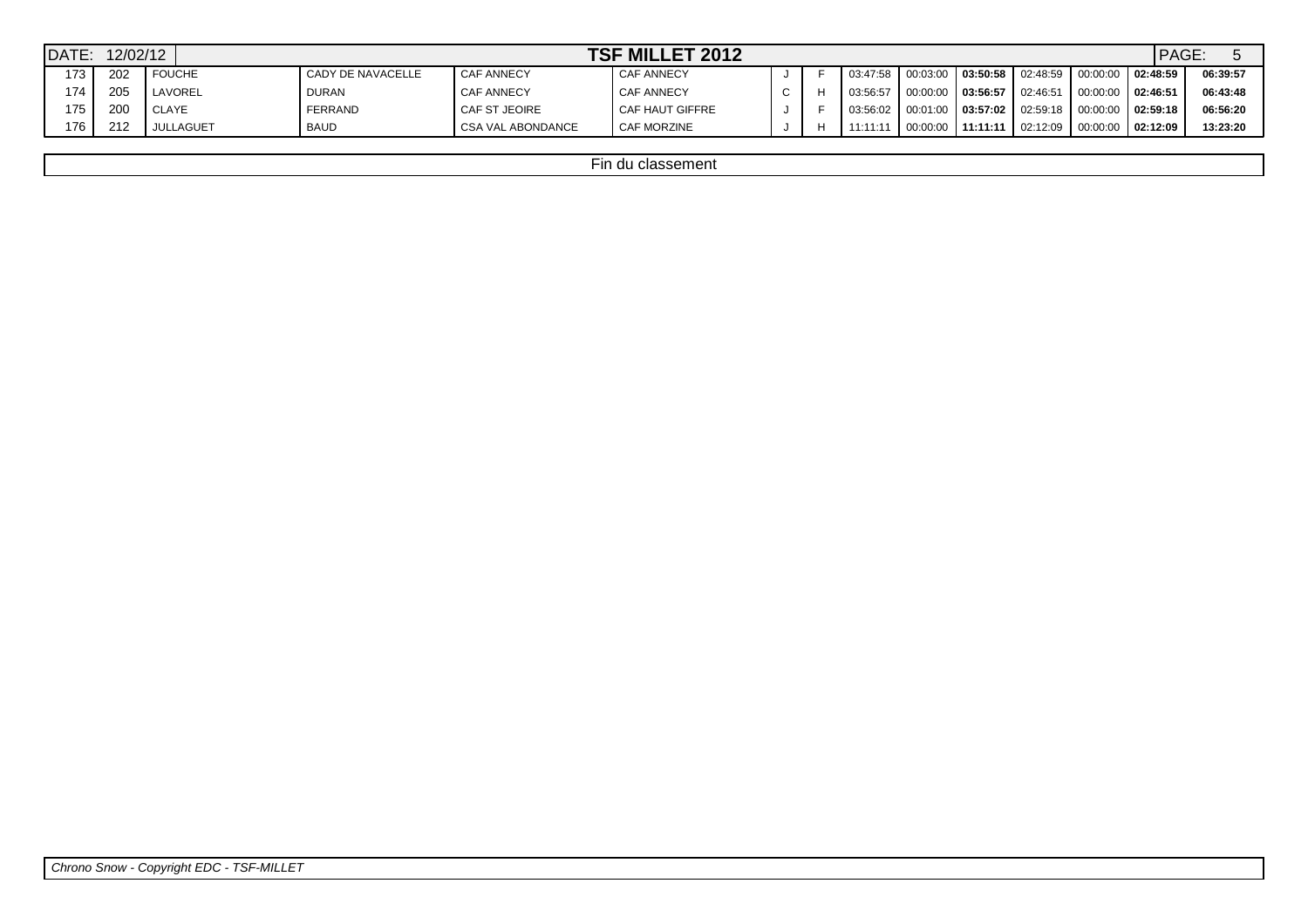DATE: 12/02/12 — **TSF MILLET 2012**

| | | | | | | | | | | | | | | | |
|---|---|---|---|---|---|---|---|---|---|---|---|---|---|---|---|
| 173 | 202 | FOUCHE | CADY DE NAVACELLE | CAF ANNECY | CAF ANNECY | J | F | 03:47:58 | 00:03:00 | **03:50:58** | 02:48:59 | 00:00:00 | **02:48:59** | **06:39:57** |
| 174 | 205 | LAVOREL | DURAN | CAF ANNECY | CAF ANNECY | C | H | 03:56:57 | 00:00:00 | **03:56:57** | 02:46:51 | 00:00:00 | **02:46:51** | **06:43:48** |
| 175 | 200 | CLAYE | FERRAND | CAF ST JEOIRE | CAF HAUT GIFFRE | J | F | 03:56:02 | 00:01:00 | **03:57:02** | 02:59:18 | 00:00:00 | **02:59:18** | **06:56:20** |
| 176 | 212 | JULLAGUET | BAUD | CSA VAL ABONDANCE | CAF MORZINE | J | H | 11:11:11 | 00:00:00 | **11:11:11** | 02:12:09 | 00:00:00 | **02:12:09** | **13:23:20** |

Fin du classement

*Chrono Snow - Copyright EDC - TSF-MILLET*